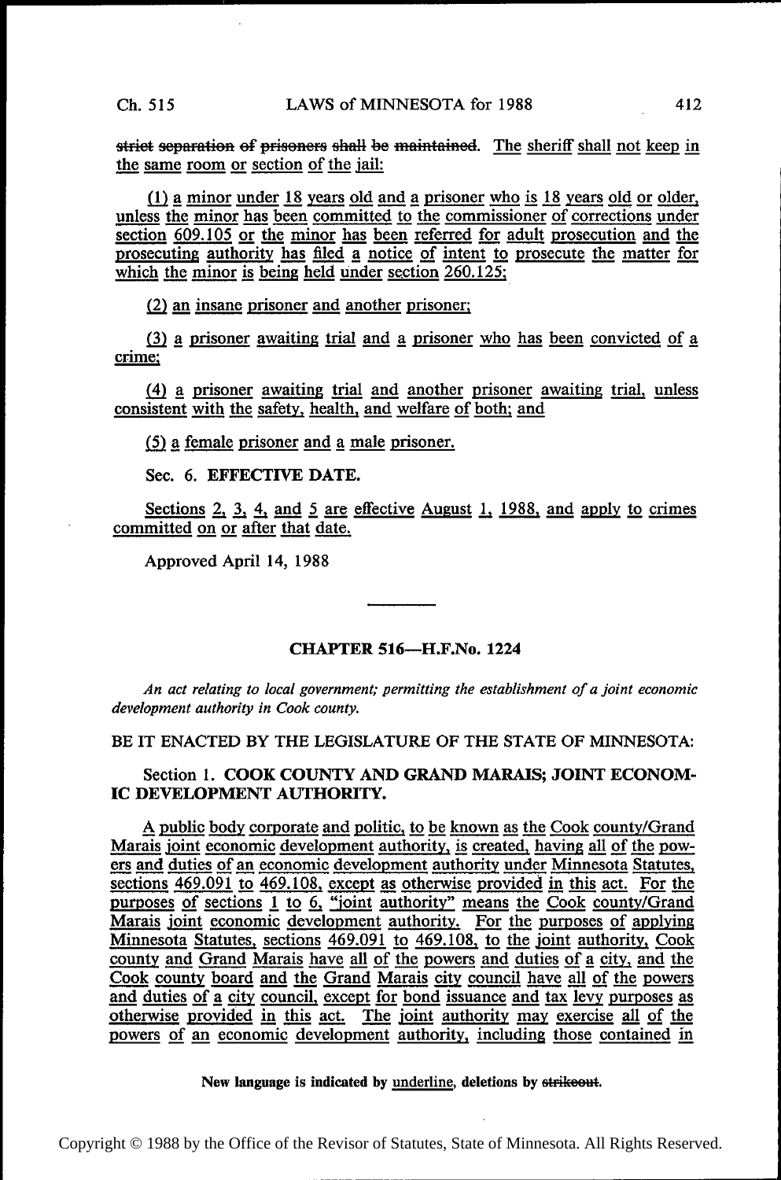~~strict separation of prisoners shall be maintained.~~ The sheriff shall not keep in the same room or section of the jail:

(1) a minor under 18 years old and a prisoner who is 18 years old or older, unless the minor has been committed to the commissioner of corrections under section 609.105 or the minor has been referred for adult prosecution and the prosecuting authority has filed a notice of intent to prosecute the matter for which the minor is being held under section 260.125;

(2) an insane prisoner and another prisoner;

(3) a prisoner awaiting trial and a prisoner who has been convicted of a crime;

(4) a prisoner awaiting trial and another prisoner awaiting trial, unless consistent with the safety, health, and welfare of both; and

(5) a female prisoner and a male prisoner.

Sec. 6. **EFFECTIVE DATE.**

Sections 2, 3, 4, and 5 are effective August 1, 1988, and apply to crimes committed on or after that date.

Approved April 14, 1988

---

## CHAPTER 516—H.F.No. 1224

*An act relating to local government; permitting the establishment of a joint economic development authority in Cook county.*

BE IT ENACTED BY THE LEGISLATURE OF THE STATE OF MINNESOTA:

Section 1. **COOK COUNTY AND GRAND MARAIS; JOINT ECONOMIC DEVELOPMENT AUTHORITY.**

A public body corporate and politic, to be known as the Cook county/Grand Marais joint economic development authority, is created, having all of the powers and duties of an economic development authority under Minnesota Statutes, sections 469.091 to 469.108, except as otherwise provided in this act. For the purposes of sections 1 to 6, "joint authority" means the Cook county/Grand Marais joint economic development authority. For the purposes of applying Minnesota Statutes, sections 469.091 to 469.108, to the joint authority, Cook county and Grand Marais have all of the powers and duties of a city, and the Cook county board and the Grand Marais city council have all of the powers and duties of a city council, except for bond issuance and tax levy purposes as otherwise provided in this act. The joint authority may exercise all of the powers of an economic development authority, including those contained in

New language is indicated by underline, deletions by ~~strikeout~~.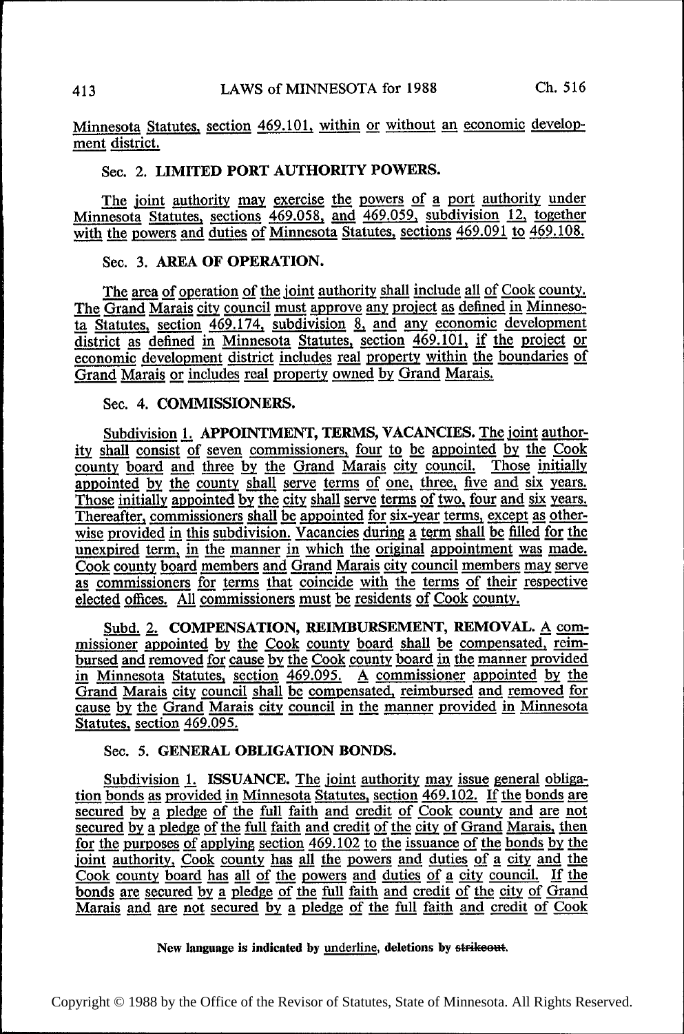Minnesota Statutes, section 469.101, within or without an economic development district.

### Sec. 2. LIMITED PORT AUTHORITY POWERS.

The joint authority may exercise the powers of a port authority under Minnesota Statutes, sections 469.058, and 469.059, subdivision 12, together with the powers and duties of Minnesota Statutes, sections 469.091 to 469.108.

### Sec. 3. AREA OF OPERATION.

The area of operation of the joint authority shall include all of Cook county. The Grand Marais city council must approve any project as defined in Minnesota Statutes, section 469.174, subdivision 8, and any economic development district as defined in Minnesota Statutes, section 469.101, if the project or economic development district includes real property within the boundaries of Grand Marais or includes real property owned by Grand Marais.

### Sec. 4. COMMISSIONERS.

Subdivision 1. **APPOINTMENT, TERMS, VACANCIES.** The joint authority shall consist of seven commissioners, four to be appointed by the Cook county board and three by the Grand Marais city council. Those initially appointed by the county shall serve terms of one, three, five and six years. Those initially appointed by the city shall serve terms of two, four and six years. Thereafter, commissioners shall be appointed for six-year terms, except as otherwise provided in this subdivision. Vacancies during a term shall be filled for the unexpired term, in the manner in which the original appointment was made. Cook county board members and Grand Marais city council members may serve as commissioners for terms that coincide with the terms of their respective elected offices. All commissioners must be residents of Cook county.

Subd. 2. **COMPENSATION, REIMBURSEMENT, REMOVAL.** A commissioner appointed by the Cook county board shall be compensated, reimbursed and removed for cause by the Cook county board in the manner provided in Minnesota Statutes, section 469.095. A commissioner appointed by the Grand Marais city council shall be compensated, reimbursed and removed for cause by the Grand Marais city council in the manner provided in Minnesota Statutes, section 469.095.

### Sec. 5. GENERAL OBLIGATION BONDS.

Subdivision 1. **ISSUANCE.** The joint authority may issue general obligation bonds as provided in Minnesota Statutes, section 469.102. If the bonds are secured by a pledge of the full faith and credit of Cook county and are not secured by a pledge of the full faith and credit of the city of Grand Marais, then for the purposes of applying section 469.102 to the issuance of the bonds by the joint authority, Cook county has all the powers and duties of a city and the Cook county board has all of the powers and duties of a city council. If the bonds are secured by a pledge of the full faith and credit of the city of Grand Marais and are not secured by a pledge of the full faith and credit of Cook

New language is indicated by underline, deletions by ~~strikeout~~.

Copyright © 1988 by the Office of the Revisor of Statutes, State of Minnesota. All Rights Reserved.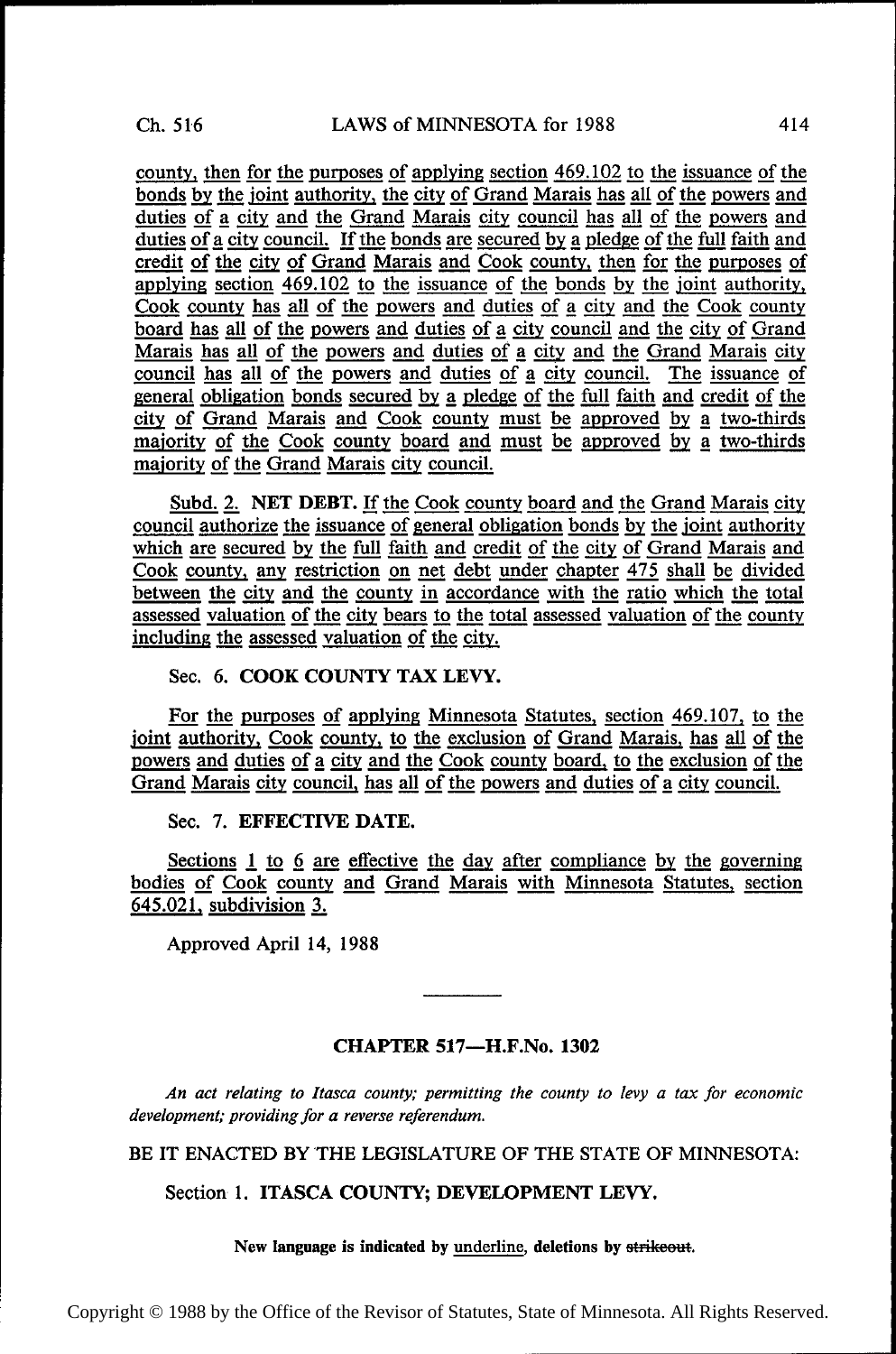county, then for the purposes of applying section 469.102 to the issuance of the bonds by the joint authority, the city of Grand Marais has all of the powers and duties of a city and the Grand Marais city council has all of the powers and duties of a city council. If the bonds are secured by a pledge of the full faith and credit of the city of Grand Marais and Cook county, then for the purposes of applying section 469.102 to the issuance of the bonds by the joint authority, Cook county has all of the powers and duties of a city and the Cook county board has all of the powers and duties of a city council and the city of Grand Marais has all of the powers and duties of a city and the Grand Marais city council has all of the powers and duties of a city council. The issuance of general obligation bonds secured by a pledge of the full faith and credit of the city of Grand Marais and Cook county must be approved by a two-thirds majority of the Cook county board and must be approved by a two-thirds majority of the Grand Marais city council.

Subd. 2. **NET DEBT.** If the Cook county board and the Grand Marais city council authorize the issuance of general obligation bonds by the joint authority which are secured by the full faith and credit of the city of Grand Marais and Cook county, any restriction on net debt under chapter 475 shall be divided between the city and the county in accordance with the ratio which the total assessed valuation of the city bears to the total assessed valuation of the county including the assessed valuation of the city.

Sec. 6. **COOK COUNTY TAX LEVY.**

For the purposes of applying Minnesota Statutes, section 469.107, to the joint authority, Cook county, to the exclusion of Grand Marais, has all of the powers and duties of a city and the Cook county board, to the exclusion of the Grand Marais city council, has all of the powers and duties of a city council.

Sec. 7. **EFFECTIVE DATE.**

Sections 1 to 6 are effective the day after compliance by the governing bodies of Cook county and Grand Marais with Minnesota Statutes, section 645.021, subdivision 3.

Approved April 14, 1988

---

## CHAPTER 517—H.F.No. 1302

*An act relating to Itasca county; permitting the county to levy a tax for economic development; providing for a reverse referendum.*

BE IT ENACTED BY THE LEGISLATURE OF THE STATE OF MINNESOTA:

Section 1. **ITASCA COUNTY; DEVELOPMENT LEVY.**

**New language is indicated by underline, deletions by ~~strikeout~~.**